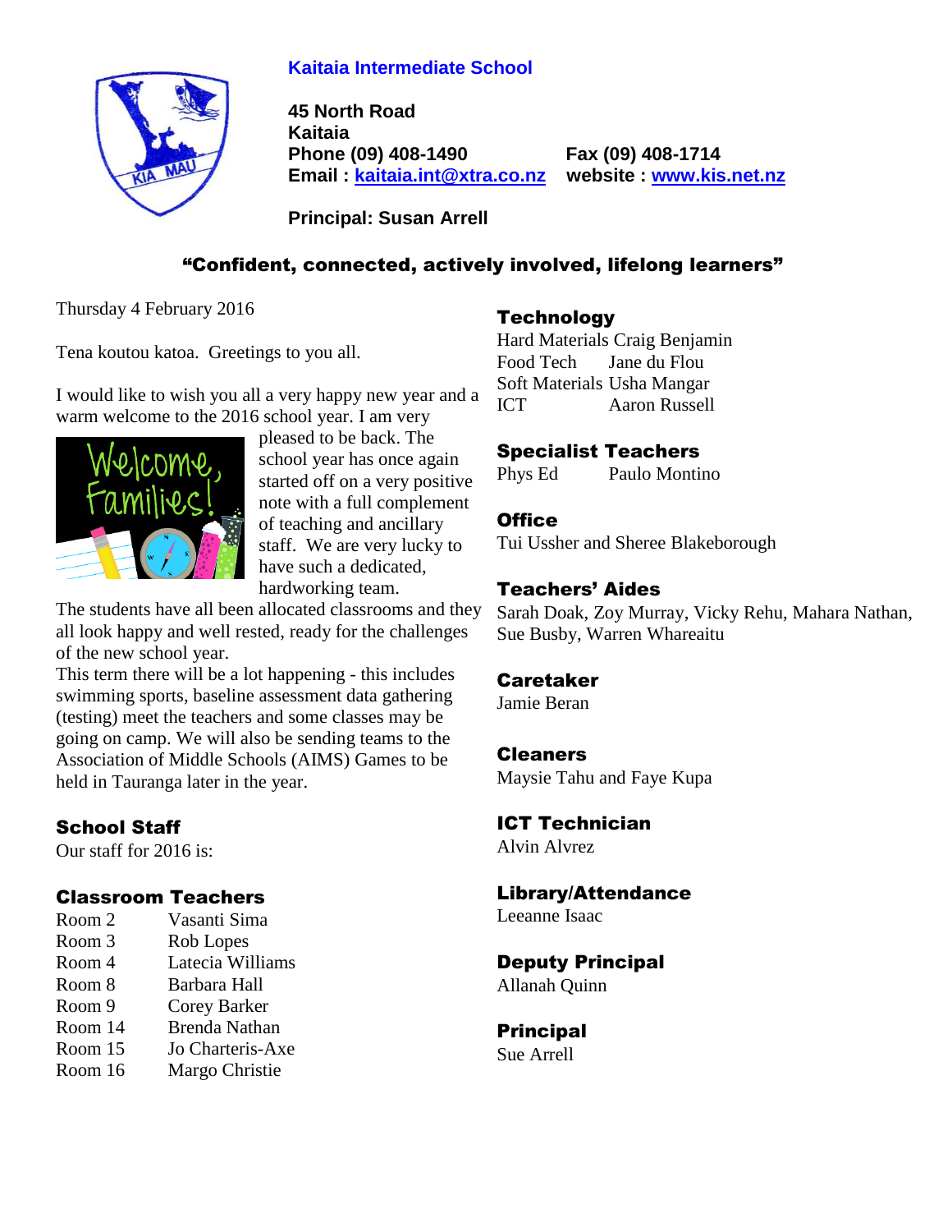# Kaitaia Intermediate School

**45 North Road**
**Kaitaia**
**Phone (09) 408-1490** **Fax (09) 408-1714**
**Email : kaitaia.int@xtra.co.nz** **website : www.kis.net.nz**

**Principal: Susan Arrell**

## "Confident, connected, actively involved, lifelong learners"

Thursday 4 February 2016

Tena koutou katoa. Greetings to you all.

I would like to wish you all a very happy new year and a warm welcome to the 2016 school year. I am very pleased to be back. The school year has once again started off on a very positive note with a full complement of teaching and ancillary staff. We are very lucky to have such a dedicated, hardworking team.

The students have all been allocated classrooms and they all look happy and well rested, ready for the challenges of the new school year.

This term there will be a lot happening - this includes swimming sports, baseline assessment data gathering (testing) meet the teachers and some classes may be going on camp. We will also be sending teams to the Association of Middle Schools (AIMS) Games to be held in Tauranga later in the year.

### School Staff

Our staff for 2016 is:

### Classroom Teachers

| | |
|---|---|
| Room 2 | Vasanti Sima |
| Room 3 | Rob Lopes |
| Room 4 | Latecia Williams |
| Room 8 | Barbara Hall |
| Room 9 | Corey Barker |
| Room 14 | Brenda Nathan |
| Room 15 | Jo Charteris-Axe |
| Room 16 | Margo Christie |

### Technology

| | |
|---|---|
| Hard Materials | Craig Benjamin |
| Food Tech | Jane du Flou |
| Soft Materials | Usha Mangar |
| ICT | Aaron Russell |

### Specialist Teachers

| | |
|---|---|
| Phys Ed | Paulo Montino |

### Office

Tui Ussher and Sheree Blakeborough

### Teachers' Aides

Sarah Doak, Zoy Murray, Vicky Rehu, Mahara Nathan, Sue Busby, Warren Whareaitu

### Caretaker

Jamie Beran

### Cleaners

Maysie Tahu and Faye Kupa

### ICT Technician

Alvin Alvrez

### Library/Attendance

Leeanne Isaac

### Deputy Principal

Allanah Quinn

### Principal

Sue Arrell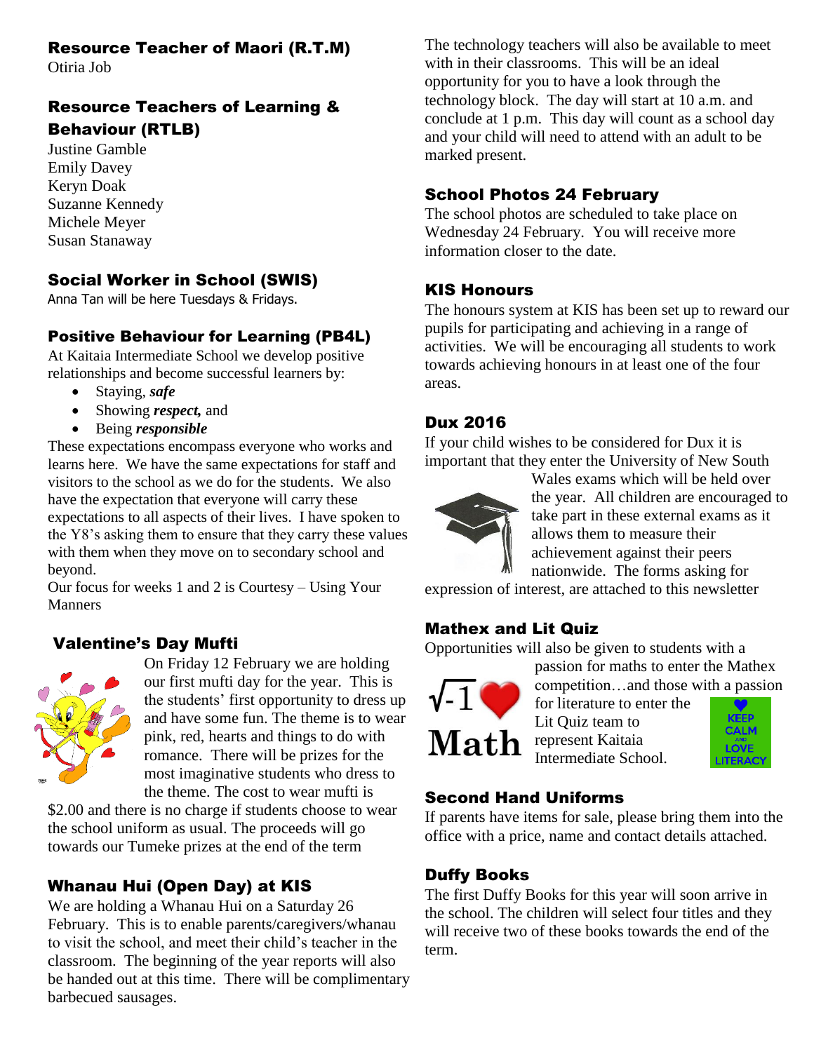## Resource Teacher of Maori (R.T.M)

Otiria Job

## Resource Teachers of Learning & Behaviour (RTLB)

Justine Gamble
Emily Davey
Keryn Doak
Suzanne Kennedy
Michele Meyer
Susan Stanaway

## Social Worker in School (SWIS)

Anna Tan will be here Tuesdays & Fridays.

## Positive Behaviour for Learning (PB4L)

At Kaitaia Intermediate School we develop positive relationships and become successful learners by:

- Staying, ***safe***
- Showing ***respect,*** and
- Being ***responsible***

These expectations encompass everyone who works and learns here. We have the same expectations for staff and visitors to the school as we do for the students. We also have the expectation that everyone will carry these expectations to all aspects of their lives. I have spoken to the Y8's asking them to ensure that they carry these values with them when they move on to secondary school and beyond.

Our focus for weeks 1 and 2 is Courtesy – Using Your Manners

## Valentine's Day Mufti

On Friday 12 February we are holding our first mufti day for the year. This is the students' first opportunity to dress up and have some fun. The theme is to wear pink, red, hearts and things to do with romance. There will be prizes for the most imaginative students who dress to the theme. The cost to wear mufti is $2.00 and there is no charge if students choose to wear the school uniform as usual. The proceeds will go towards our Tumeke prizes at the end of the term

## Whanau Hui (Open Day) at KIS

We are holding a Whanau Hui on a Saturday 26 February. This is to enable parents/caregivers/whanau to visit the school, and meet their child's teacher in the classroom. The beginning of the year reports will also be handed out at this time. There will be complimentary barbecued sausages.

The technology teachers will also be available to meet with in their classrooms. This will be an ideal opportunity for you to have a look through the technology block. The day will start at 10 a.m. and conclude at 1 p.m. This day will count as a school day and your child will need to attend with an adult to be marked present.

## School Photos 24 February

The school photos are scheduled to take place on Wednesday 24 February. You will receive more information closer to the date.

## KIS Honours

The honours system at KIS has been set up to reward our pupils for participating and achieving in a range of activities. We will be encouraging all students to work towards achieving honours in at least one of the four areas.

## Dux 2016

If your child wishes to be considered for Dux it is important that they enter the University of New South Wales exams which will be held over the year. All children are encouraged to take part in these external exams as it allows them to measure their achievement against their peers nationwide. The forms asking for expression of interest, are attached to this newsletter

## Mathex and Lit Quiz

Opportunities will also be given to students with a passion for maths to enter the Mathex competition…and those with a passion for literature to enter the Lit Quiz team to represent Kaitaia Intermediate School.

## Second Hand Uniforms

If parents have items for sale, please bring them into the office with a price, name and contact details attached.

## Duffy Books

The first Duffy Books for this year will soon arrive in the school. The children will select four titles and they will receive two of these books towards the end of the term.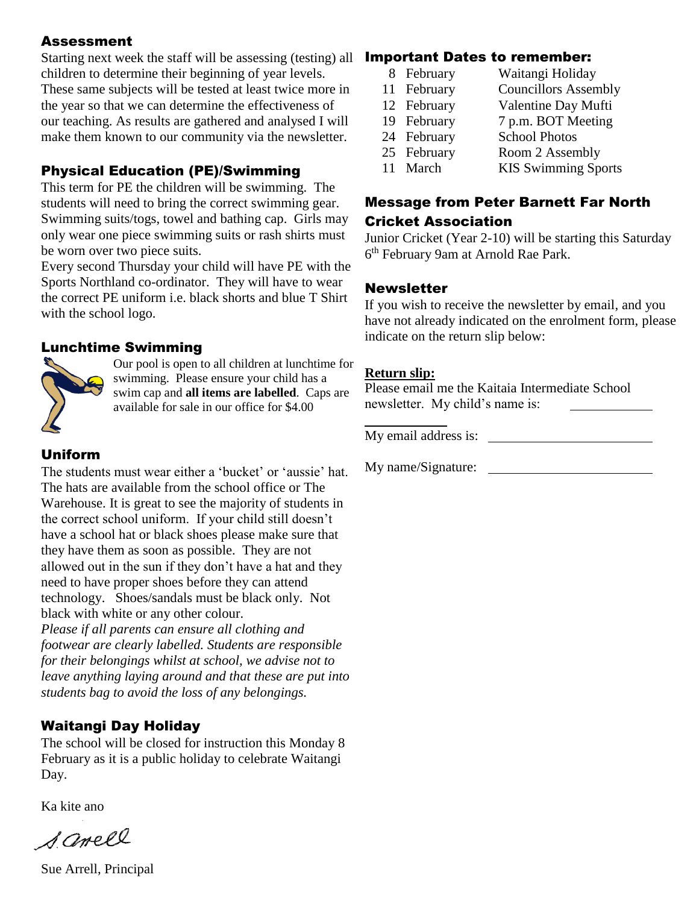## Assessment

Starting next week the staff will be assessing (testing) all children to determine their beginning of year levels. These same subjects will be tested at least twice more in the year so that we can determine the effectiveness of our teaching. As results are gathered and analysed I will make them known to our community via the newsletter.

## Physical Education (PE)/Swimming

This term for PE the children will be swimming. The students will need to bring the correct swimming gear. Swimming suits/togs, towel and bathing cap. Girls may only wear one piece swimming suits or rash shirts must be worn over two piece suits.

Every second Thursday your child will have PE with the Sports Northland co-ordinator. They will have to wear the correct PE uniform i.e. black shorts and blue T Shirt with the school logo.

## Lunchtime Swimming

Our pool is open to all children at lunchtime for swimming. Please ensure your child has a swim cap and **all items are labelled**. Caps are available for sale in our office for $4.00

## Uniform

The students must wear either a 'bucket' or 'aussie' hat. The hats are available from the school office or The Warehouse. It is great to see the majority of students in the correct school uniform. If your child still doesn't have a school hat or black shoes please make sure that they have them as soon as possible. They are not allowed out in the sun if they don't have a hat and they need to have proper shoes before they can attend technology. Shoes/sandals must be black only. Not black with white or any other colour.

*Please if all parents can ensure all clothing and footwear are clearly labelled. Students are responsible for their belongings whilst at school, we advise not to leave anything laying around and that these are put into students bag to avoid the loss of any belongings.*

## Waitangi Day Holiday

The school will be closed for instruction this Monday 8 February as it is a public holiday to celebrate Waitangi Day.

Ka kite ano

S Arrell

Sue Arrell, Principal

## Important Dates to remember:

| | |
|---|---|
| 8 February | Waitangi Holiday |
| 11 February | Councillors Assembly |
| 12 February | Valentine Day Mufti |
| 19 February | 7 p.m. BOT Meeting |
| 24 February | School Photos |
| 25 February | Room 2 Assembly |
| 11 March | KIS Swimming Sports |

## Message from Peter Barnett Far North Cricket Association

Junior Cricket (Year 2-10) will be starting this Saturday 6th February 9am at Arnold Rae Park.

## Newsletter

If you wish to receive the newsletter by email, and you have not already indicated on the enrolment form, please indicate on the return slip below:

**Return slip:**

Please email me the Kaitaia Intermediate School newsletter. My child's name is: ____________

My email address is: ____________

My name/Signature: ____________